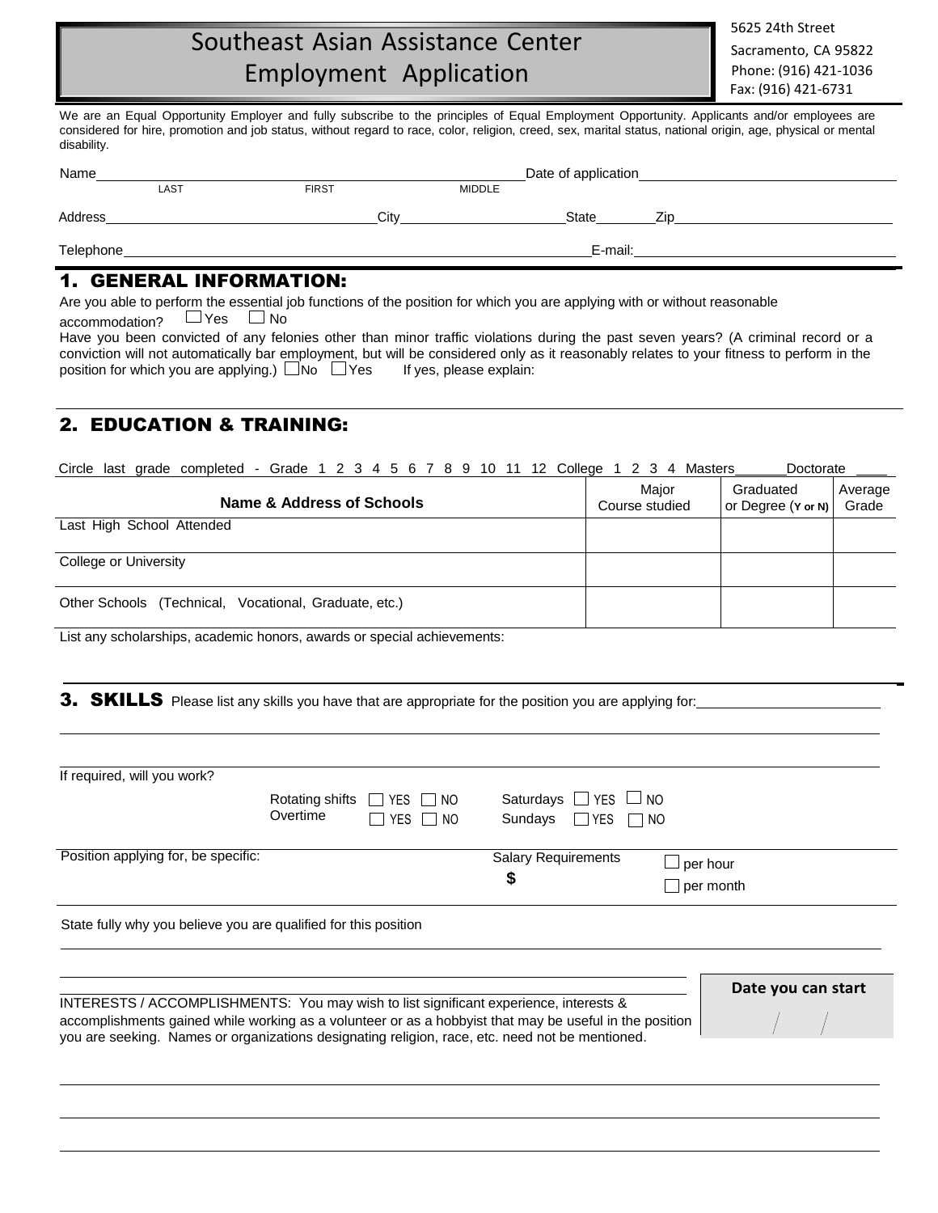# Southeast Asian Assistance Center
# Employment Application

5625 24th Street
Sacramento, CA 95822
Phone: (916) 421-1036
Fax: (916) 421-6731

We are an Equal Opportunity Employer and fully subscribe to the principles of Equal Employment Opportunity. Applicants and/or employees are considered for hire, promotion and job status, without regard to race, color, religion, creed, sex, marital status, national origin, age, physical or mental disability.

Name ______________________________________________ Date of application ______________________________
LAST FIRST MIDDLE

Address ______________________________ City ____________________ State ________ Zip ______________________

Telephone ______________________________________________ E-mail: ______________________________

## 1. GENERAL INFORMATION:

Are you able to perform the essential job functions of the position for which you are applying with or without reasonable accommodation? ☐ Yes ☐ No

Have you been convicted of any felonies other than minor traffic violations during the past seven years? (A criminal record or a conviction will not automatically bar employment, but will be considered only as it reasonably relates to your fitness to perform in the position for which you are applying.) ☐ No ☐ Yes If yes, please explain:

## 2. EDUCATION & TRAINING:

Circle last grade completed - Grade 1 2 3 4 5 6 7 8 9 10 11 12 College 1 2 3 4 Masters ______ Doctorate ____

| Name & Address of Schools | Major Course studied | Graduated or Degree (Y or N) | Average Grade |
|---|---|---|---|
| Last High School Attended | | | |
| College or University | | | |
| Other Schools (Technical, Vocational, Graduate, etc.) | | | |

List any scholarships, academic honors, awards or special achievements:

## 3. SKILLS

Please list any skills you have that are appropriate for the position you are applying for: ______________________

If required, will you work?

Rotating shifts ☐ YES ☐ NO Saturdays ☐ YES ☐ NO
Overtime ☐ YES ☐ NO Sundays ☐ YES ☐ NO

Position applying for, be specific:

Salary Requirements
$ ☐ per hour ☐ per month

State fully why you believe you are qualified for this position

**Date you can start**
/ /

INTERESTS / ACCOMPLISHMENTS: You may wish to list significant experience, interests & accomplishments gained while working as a volunteer or as a hobbyist that may be useful in the position you are seeking. Names or organizations designating religion, race, etc. need not be mentioned.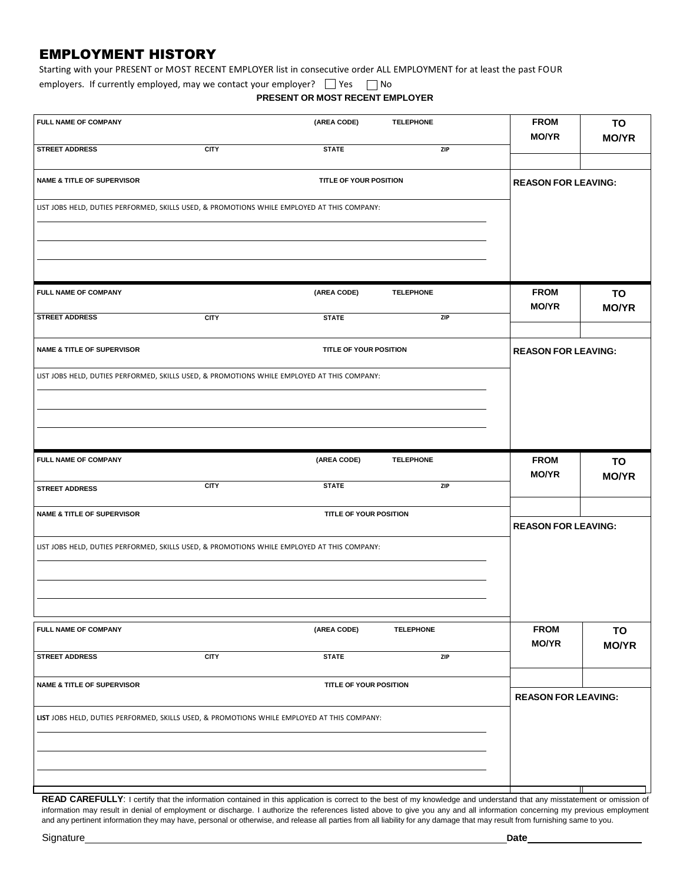## EMPLOYMENT HISTORY

Starting with your PRESENT or MOST RECENT EMPLOYER list in consecutive order ALL EMPLOYMENT for at least the past FOUR employers. If currently employed, may we contact your employer? ☐ Yes ☐ No

**PRESENT OR MOST RECENT EMPLOYER**

| | | | | | | |
|---|---|---|---|---|---|---|
| **FULL NAME OF COMPANY** | | **(AREA CODE)** | **TELEPHONE** | | **FROM MO/YR** | **TO MO/YR** |
| **STREET ADDRESS** | **CITY** | **STATE** | | **ZIP** | | |
| **NAME & TITLE OF SUPERVISOR** | | **TITLE OF YOUR POSITION** | | | **REASON FOR LEAVING:** | |
| LIST JOBS HELD, DUTIES PERFORMED, SKILLS USED, & PROMOTIONS WHILE EMPLOYED AT THIS COMPANY: | | | | | | |

| | | | | | | |
|---|---|---|---|---|---|---|
| **FULL NAME OF COMPANY** | | **(AREA CODE)** | **TELEPHONE** | | **FROM MO/YR** | **TO MO/YR** |
| **STREET ADDRESS** | **CITY** | **STATE** | | **ZIP** | | |
| **NAME & TITLE OF SUPERVISOR** | | **TITLE OF YOUR POSITION** | | | **REASON FOR LEAVING:** | |
| LIST JOBS HELD, DUTIES PERFORMED, SKILLS USED, & PROMOTIONS WHILE EMPLOYED AT THIS COMPANY: | | | | | | |

| | | | | | | |
|---|---|---|---|---|---|---|
| **FULL NAME OF COMPANY** | | **(AREA CODE)** | **TELEPHONE** | | **FROM MO/YR** | **TO MO/YR** |
| **STREET ADDRESS** | **CITY** | **STATE** | | **ZIP** | | |
| **NAME & TITLE OF SUPERVISOR** | | **TITLE OF YOUR POSITION** | | | **REASON FOR LEAVING:** | |
| LIST JOBS HELD, DUTIES PERFORMED, SKILLS USED, & PROMOTIONS WHILE EMPLOYED AT THIS COMPANY: | | | | | | |

| | | | | | | |
|---|---|---|---|---|---|---|
| **FULL NAME OF COMPANY** | | **(AREA CODE)** | **TELEPHONE** | | **FROM MO/YR** | **TO MO/YR** |
| **STREET ADDRESS** | **CITY** | **STATE** | | **ZIP** | | |
| **NAME & TITLE OF SUPERVISOR** | | **TITLE OF YOUR POSITION** | | | **REASON FOR LEAVING:** | |
| **LIST** JOBS HELD, DUTIES PERFORMED, SKILLS USED, & PROMOTIONS WHILE EMPLOYED AT THIS COMPANY: | | | | | | |

**READ CAREFULLY**: I certify that the information contained in this application is correct to the best of my knowledge and understand that any misstatement or omission of information may result in denial of employment or discharge. I authorize the references listed above to give you any and all information concerning my previous employment and any pertinent information they may have, personal or otherwise, and release all parties from all liability for any damage that may result from furnishing same to you.

Signature\_\_\_\_\_\_\_\_\_\_\_\_\_\_\_\_\_\_\_\_\_\_\_\_\_\_\_\_\_\_\_\_\_\_\_\_\_\_\_\_ **Date**\_\_\_\_\_\_\_\_\_\_\_\_\_\_\_\_\_\_\_\_